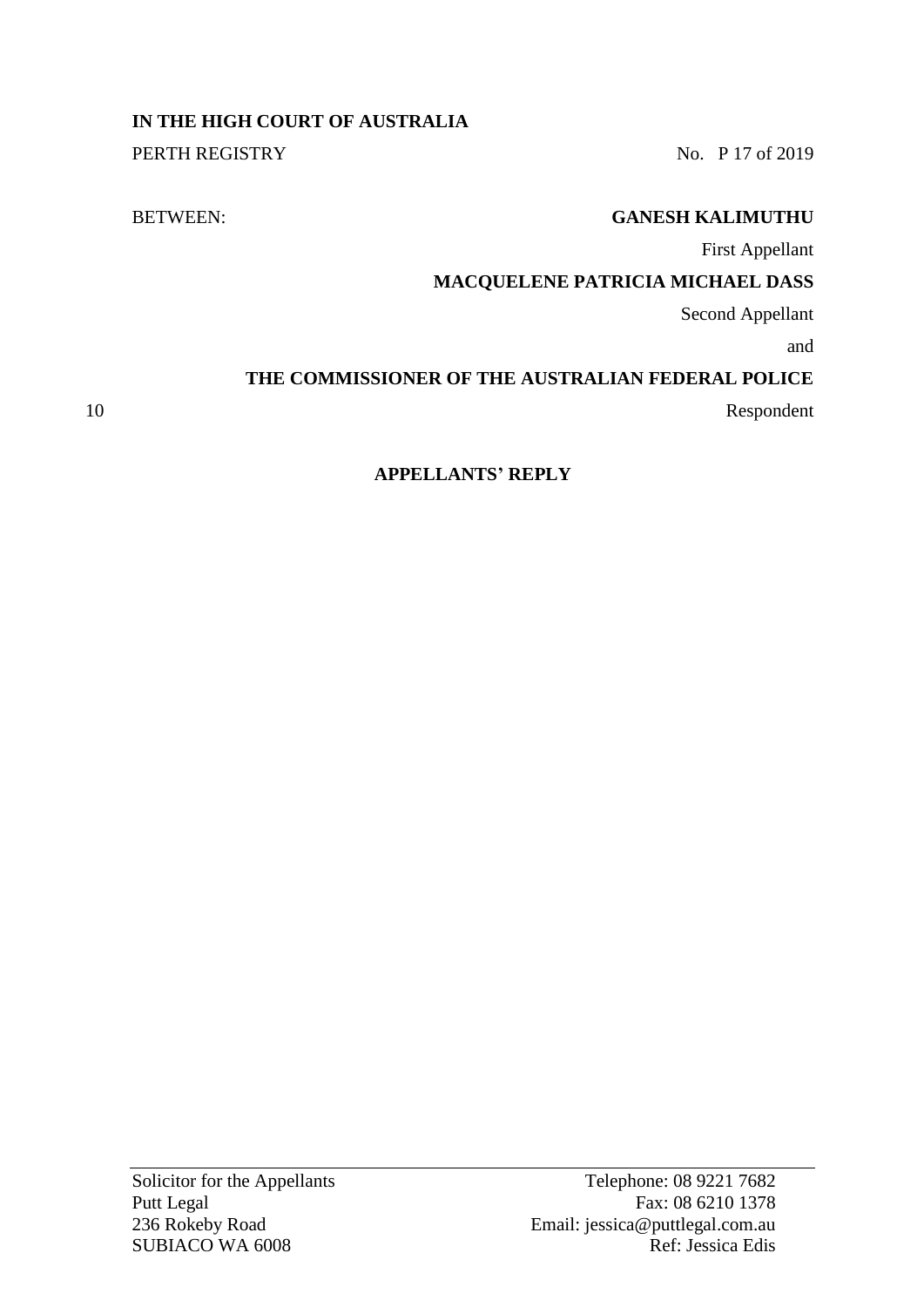**IN THE HIGH COURT OF AUSTRALIA**

PERTH REGISTRY No. P 17 of 2019

BETWEEN: **GANESH KALIMUTHU**

First Appellant

**MACQUELENE PATRICIA MICHAEL DASS**

Second Appellant

and

**THE COMMISSIONER OF THE AUSTRALIAN FEDERAL POLICE**

Respondent

**APPELLANTS' REPLY**

Solicitor for the Appellants
Putt Legal
236 Rokeby Road
SUBIACO WA 6008

Telephone: 08 9221 7682
Fax: 08 6210 1378
Email: jessica@puttlegal.com.au
Ref: Jessica Edis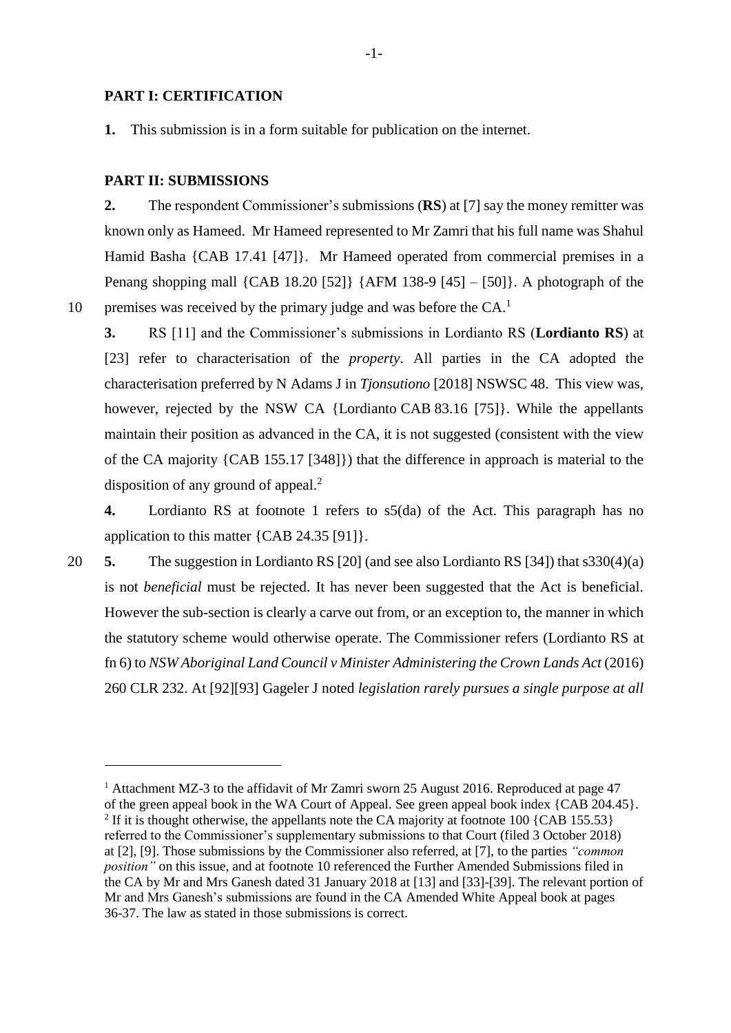## PART I: CERTIFICATION

**1.** This submission is in a form suitable for publication on the internet.

## PART II: SUBMISSIONS

**2.** The respondent Commissioner's submissions (**RS**) at [7] say the money remitter was known only as Hameed. Mr Hameed represented to Mr Zamri that his full name was Shahul Hamid Basha {CAB 17.41 [47]}. Mr Hameed operated from commercial premises in a Penang shopping mall {CAB 18.20 [52]} {AFM 138-9 [45] – [50]}. A photograph of the premises was received by the primary judge and was before the CA.[1]

**3.** RS [11] and the Commissioner's submissions in Lordianto RS (**Lordianto RS**) at [23] refer to characterisation of the *property*. All parties in the CA adopted the characterisation preferred by N Adams J in *Tjonsutiono* [2018] NSWSC 48. This view was, however, rejected by the NSW CA {Lordianto CAB 83.16 [75]}. While the appellants maintain their position as advanced in the CA, it is not suggested (consistent with the view of the CA majority {CAB 155.17 [348]}) that the difference in approach is material to the disposition of any ground of appeal.[2]

**4.** Lordianto RS at footnote 1 refers to s5(da) of the Act. This paragraph has no application to this matter {CAB 24.35 [91]}.

**5.** The suggestion in Lordianto RS [20] (and see also Lordianto RS [34]) that s330(4)(a) is not *beneficial* must be rejected. It has never been suggested that the Act is beneficial. However the sub-section is clearly a carve out from, or an exception to, the manner in which the statutory scheme would otherwise operate. The Commissioner refers (Lordianto RS at fn 6) to *NSW Aboriginal Land Council v Minister Administering the Crown Lands Act* (2016) 260 CLR 232. At [92][93] Gageler J noted *legislation rarely pursues a single purpose at all*

---

[1] Attachment MZ-3 to the affidavit of Mr Zamri sworn 25 August 2016. Reproduced at page 47 of the green appeal book in the WA Court of Appeal. See green appeal book index {CAB 204.45}.

[2] If it is thought otherwise, the appellants note the CA majority at footnote 100 {CAB 155.53} referred to the Commissioner's supplementary submissions to that Court (filed 3 October 2018) at [2], [9]. Those submissions by the Commissioner also referred, at [7], to the parties *"common position"* on this issue, and at footnote 10 referenced the Further Amended Submissions filed in the CA by Mr and Mrs Ganesh dated 31 January 2018 at [13] and [33]-[39]. The relevant portion of Mr and Mrs Ganesh's submissions are found in the CA Amended White Appeal book at pages 36-37. The law as stated in those submissions is correct.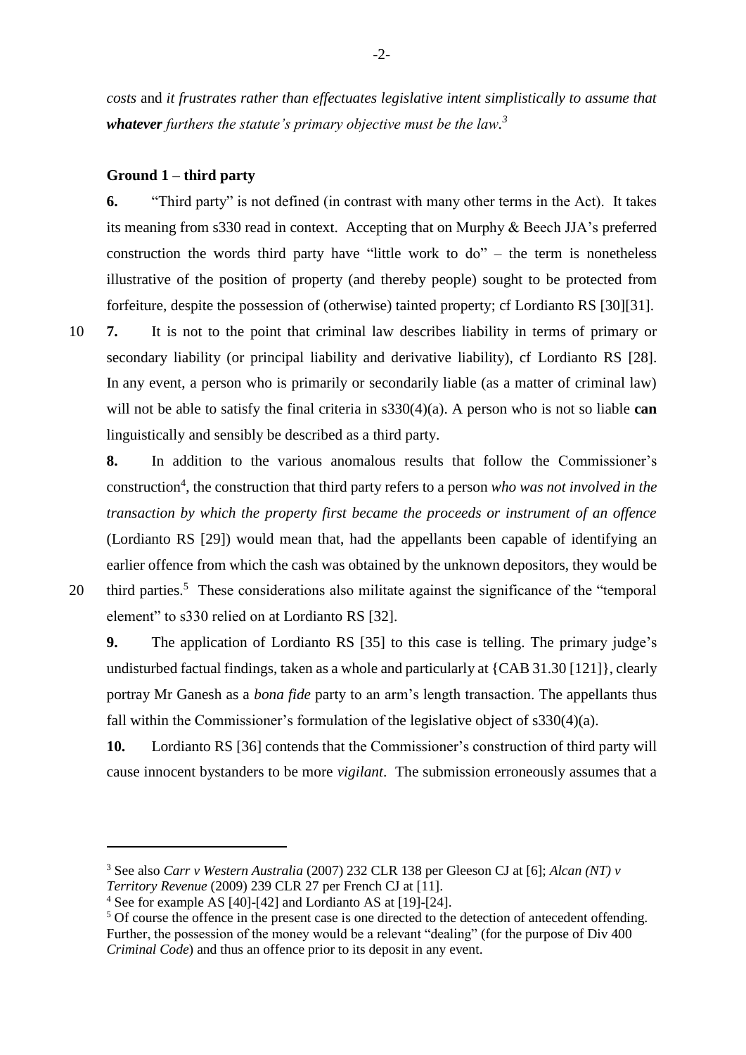*costs* and *it frustrates rather than effectuates legislative intent simplistically to assume that **whatever** furthers the statute's primary objective must be the law.*[3]

**Ground 1 – third party**

**6.** "Third party" is not defined (in contrast with many other terms in the Act). It takes its meaning from s330 read in context. Accepting that on Murphy & Beech JJA's preferred construction the words third party have "little work to do" – the term is nonetheless illustrative of the position of property (and thereby people) sought to be protected from forfeiture, despite the possession of (otherwise) tainted property; cf Lordianto RS [30][31].

**7.** It is not to the point that criminal law describes liability in terms of primary or secondary liability (or principal liability and derivative liability), cf Lordianto RS [28]. In any event, a person who is primarily or secondarily liable (as a matter of criminal law) will not be able to satisfy the final criteria in s330(4)(a). A person who is not so liable **can** linguistically and sensibly be described as a third party.

**8.** In addition to the various anomalous results that follow the Commissioner's construction[4], the construction that third party refers to a person *who was not involved in the transaction by which the property first became the proceeds or instrument of an offence* (Lordianto RS [29]) would mean that, had the appellants been capable of identifying an earlier offence from which the cash was obtained by the unknown depositors, they would be third parties.[5] These considerations also militate against the significance of the "temporal element" to s330 relied on at Lordianto RS [32].

**9.** The application of Lordianto RS [35] to this case is telling. The primary judge's undisturbed factual findings, taken as a whole and particularly at {CAB 31.30 [121]}, clearly portray Mr Ganesh as a *bona fide* party to an arm's length transaction. The appellants thus fall within the Commissioner's formulation of the legislative object of s330(4)(a).

**10.** Lordianto RS [36] contends that the Commissioner's construction of third party will cause innocent bystanders to be more *vigilant*. The submission erroneously assumes that a

---

[3] See also *Carr v Western Australia* (2007) 232 CLR 138 per Gleeson CJ at [6]; *Alcan (NT) v Territory Revenue* (2009) 239 CLR 27 per French CJ at [11].

[4] See for example AS [40]-[42] and Lordianto AS at [19]-[24].

[5] Of course the offence in the present case is one directed to the detection of antecedent offending. Further, the possession of the money would be a relevant "dealing" (for the purpose of Div 400 *Criminal Code*) and thus an offence prior to its deposit in any event.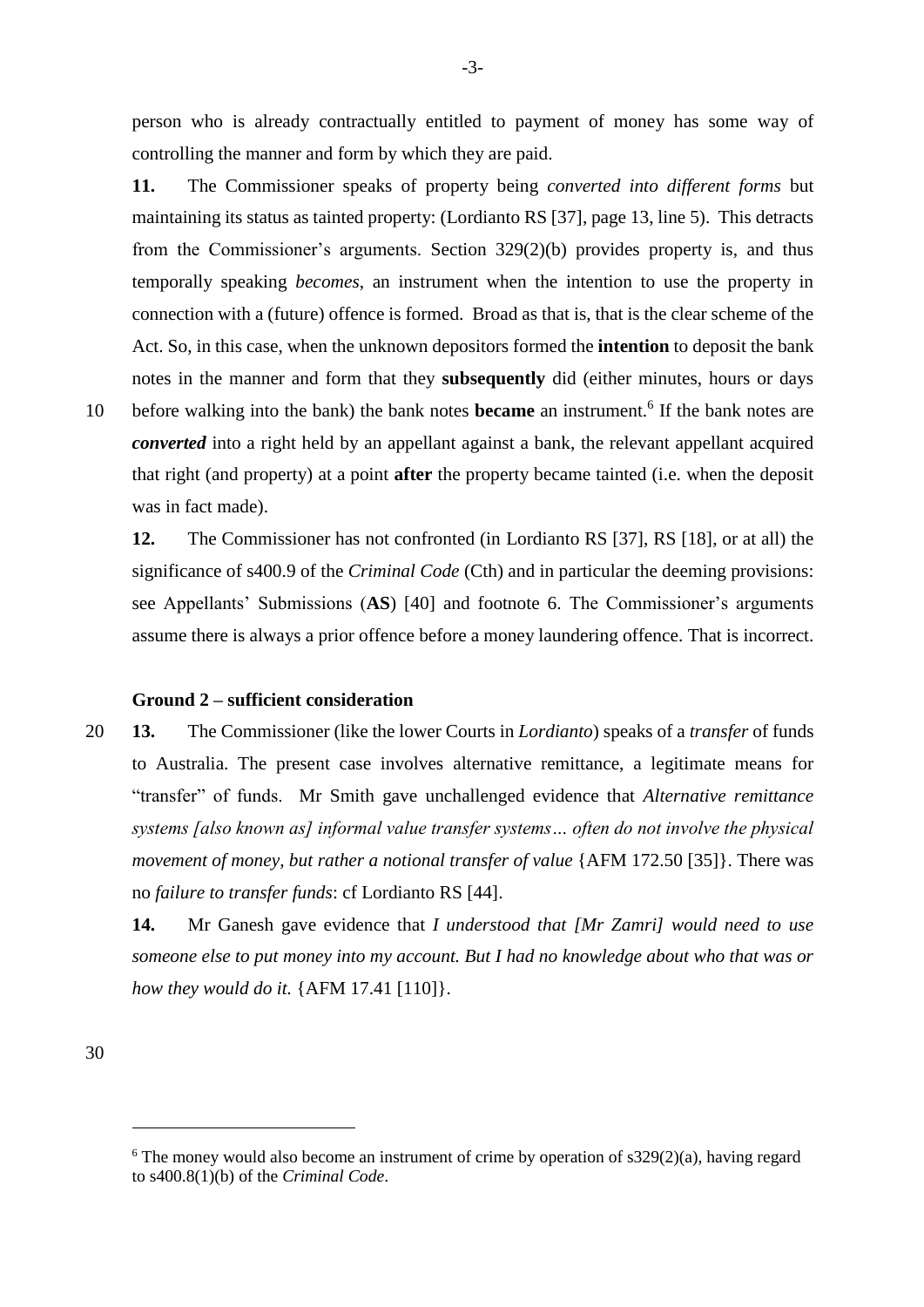person who is already contractually entitled to payment of money has some way of controlling the manner and form by which they are paid.

**11.** The Commissioner speaks of property being *converted into different forms* but maintaining its status as tainted property: (Lordianto RS [37], page 13, line 5). This detracts from the Commissioner's arguments. Section 329(2)(b) provides property is, and thus temporally speaking *becomes*, an instrument when the intention to use the property in connection with a (future) offence is formed. Broad as that is, that is the clear scheme of the Act. So, in this case, when the unknown depositors formed the **intention** to deposit the bank notes in the manner and form that they **subsequently** did (either minutes, hours or days before walking into the bank) the bank notes **became** an instrument.[6] If the bank notes are ***converted*** into a right held by an appellant against a bank, the relevant appellant acquired that right (and property) at a point **after** the property became tainted (i.e. when the deposit was in fact made).

**12.** The Commissioner has not confronted (in Lordianto RS [37], RS [18], or at all) the significance of s400.9 of the *Criminal Code* (Cth) and in particular the deeming provisions: see Appellants' Submissions (**AS**) [40] and footnote 6. The Commissioner's arguments assume there is always a prior offence before a money laundering offence. That is incorrect.

#### Ground 2 – sufficient consideration

**13.** The Commissioner (like the lower Courts in *Lordianto*) speaks of a *transfer* of funds to Australia. The present case involves alternative remittance, a legitimate means for "transfer" of funds. Mr Smith gave unchallenged evidence that *Alternative remittance systems [also known as] informal value transfer systems… often do not involve the physical movement of money, but rather a notional transfer of value* {AFM 172.50 [35]}. There was no *failure to transfer funds*: cf Lordianto RS [44].

**14.** Mr Ganesh gave evidence that *I understood that [Mr Zamri] would need to use someone else to put money into my account. But I had no knowledge about who that was or how they would do it.* {AFM 17.41 [110]}.

---

[6] The money would also become an instrument of crime by operation of s329(2)(a), having regard to s400.8(1)(b) of the *Criminal Code*.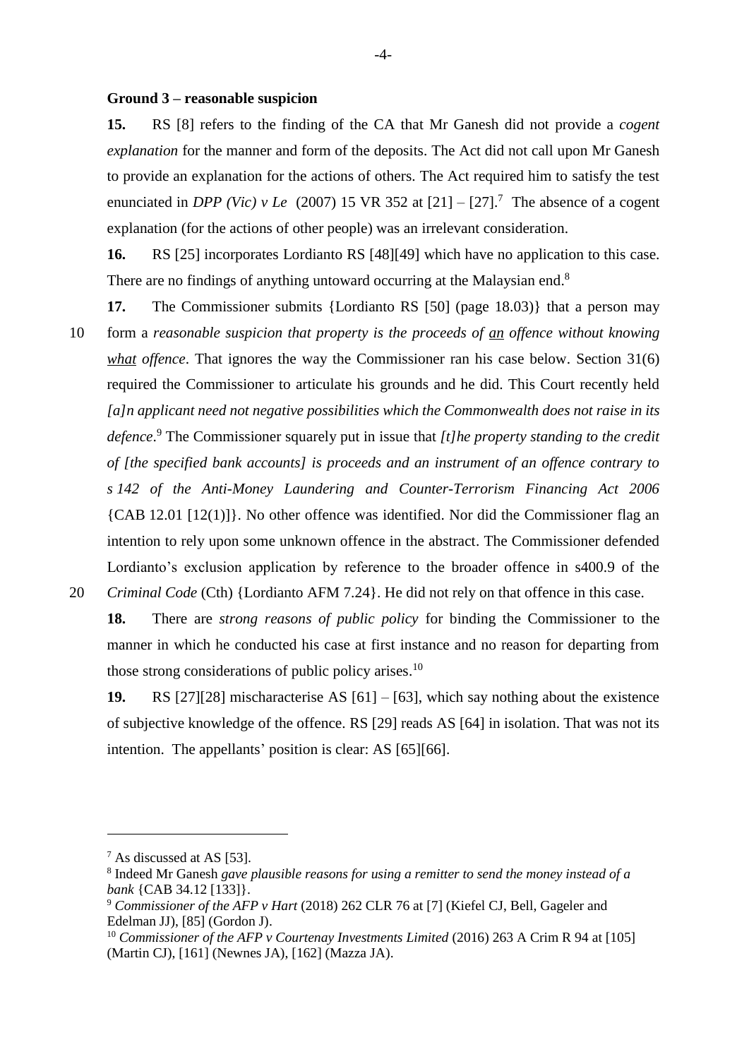**Ground 3 – reasonable suspicion**

**15.** RS [8] refers to the finding of the CA that Mr Ganesh did not provide a *cogent explanation* for the manner and form of the deposits. The Act did not call upon Mr Ganesh to provide an explanation for the actions of others. The Act required him to satisfy the test enunciated in *DPP (Vic) v Le* (2007) 15 VR 352 at [21] – [27].[7] The absence of a cogent explanation (for the actions of other people) was an irrelevant consideration.

**16.** RS [25] incorporates Lordianto RS [48][49] which have no application to this case. There are no findings of anything untoward occurring at the Malaysian end.[8]

**17.** The Commissioner submits {Lordianto RS [50] (page 18.03)} that a person may form a *reasonable suspicion that property is the proceeds of* ***an*** *offence without knowing* ***what*** *offence*. That ignores the way the Commissioner ran his case below. Section 31(6) required the Commissioner to articulate his grounds and he did. This Court recently held *[a]n applicant need not negative possibilities which the Commonwealth does not raise in its defence*.[9] The Commissioner squarely put in issue that *[t]he property standing to the credit of [the specified bank accounts] is proceeds and an instrument of an offence contrary to s 142 of the Anti-Money Laundering and Counter-Terrorism Financing Act 2006* {CAB 12.01 [12(1)]}. No other offence was identified. Nor did the Commissioner flag an intention to rely upon some unknown offence in the abstract. The Commissioner defended Lordianto's exclusion application by reference to the broader offence in s400.9 of the *Criminal Code* (Cth) {Lordianto AFM 7.24}. He did not rely on that offence in this case.

**18.** There are *strong reasons of public policy* for binding the Commissioner to the manner in which he conducted his case at first instance and no reason for departing from those strong considerations of public policy arises.[10]

**19.** RS [27][28] mischaracterise AS [61] – [63], which say nothing about the existence of subjective knowledge of the offence. RS [29] reads AS [64] in isolation. That was not its intention. The appellants' position is clear: AS [65][66].

---

[7] As discussed at AS [53].

[8] Indeed Mr Ganesh *gave plausible reasons for using a remitter to send the money instead of a bank* {CAB 34.12 [133]}.

[9] *Commissioner of the AFP v Hart* (2018) 262 CLR 76 at [7] (Kiefel CJ, Bell, Gageler and Edelman JJ), [85] (Gordon J).

[10] *Commissioner of the AFP v Courtenay Investments Limited* (2016) 263 A Crim R 94 at [105] (Martin CJ), [161] (Newnes JA), [162] (Mazza JA).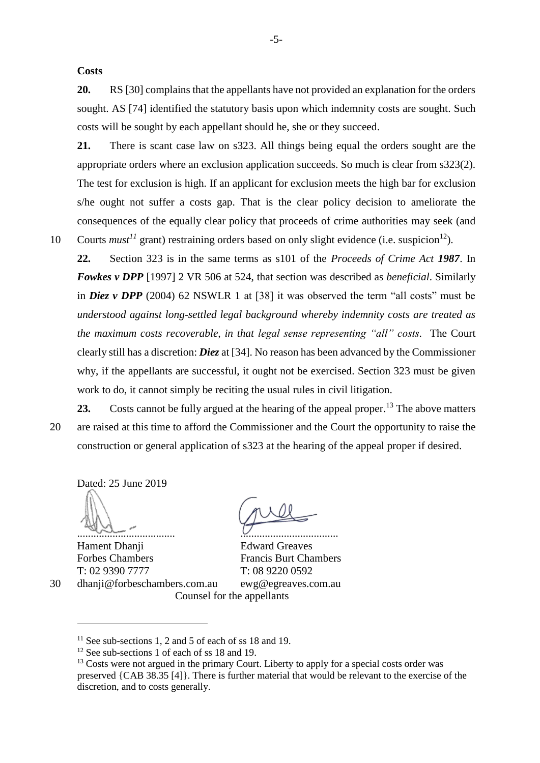**Costs**

**20.** RS [30] complains that the appellants have not provided an explanation for the orders sought. AS [74] identified the statutory basis upon which indemnity costs are sought. Such costs will be sought by each appellant should he, she or they succeed.

**21.** There is scant case law on s323. All things being equal the orders sought are the appropriate orders where an exclusion application succeeds. So much is clear from s323(2). The test for exclusion is high. If an applicant for exclusion meets the high bar for exclusion s/he ought not suffer a costs gap. That is the clear policy decision to ameliorate the consequences of the equally clear policy that proceeds of crime authorities may seek (and Courts *must*[11] grant) restraining orders based on only slight evidence (i.e. suspicion[12]).

**22.** Section 323 is in the same terms as s101 of the *Proceeds of Crime Act **1987***. In ***Fowkes v DPP*** [1997] 2 VR 506 at 524, that section was described as *beneficial*. Similarly in ***Diez v DPP*** (2004) 62 NSWLR 1 at [38] it was observed the term "all costs" must be *understood against long-settled legal background whereby indemnity costs are treated as the maximum costs recoverable, in that legal sense representing "all" costs*. The Court clearly still has a discretion: ***Diez*** at [34]. No reason has been advanced by the Commissioner why, if the appellants are successful, it ought not be exercised. Section 323 must be given work to do, it cannot simply be reciting the usual rules in civil litigation.

**23.** Costs cannot be fully argued at the hearing of the appeal proper.[13] The above matters are raised at this time to afford the Commissioner and the Court the opportunity to raise the construction or general application of s323 at the hearing of the appeal proper if desired.

Dated: 25 June 2019

| | |
|---|---|
| ................................... | ................................... |
| Hament Dhanji | Edward Greaves |
| Forbes Chambers | Francis Burt Chambers |
| T: 02 9390 7777 | T: 08 9220 0592 |
| dhanji@forbeschambers.com.au | ewg@egreaves.com.au |

Counsel for the appellants

---

[11] See sub-sections 1, 2 and 5 of each of ss 18 and 19.

[12] See sub-sections 1 of each of ss 18 and 19.

[13] Costs were not argued in the primary Court. Liberty to apply for a special costs order was preserved {CAB 38.35 [4]}. There is further material that would be relevant to the exercise of the discretion, and to costs generally.